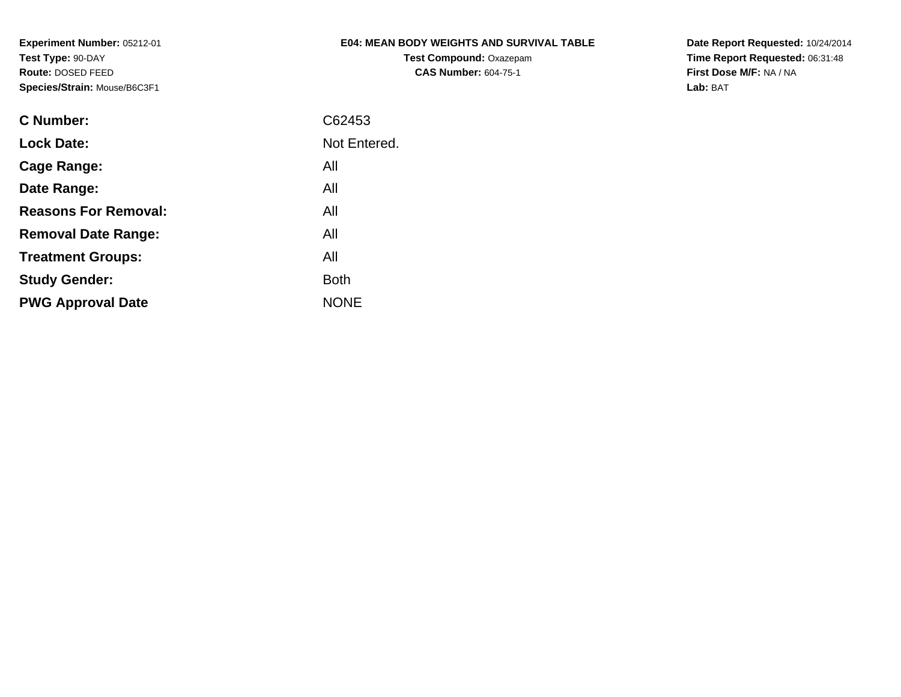**Experiment Number:** 05212-01
**Test Type:** 90-DAY
**Route:** DOSED FEED
**Species/Strain:** Mouse/B6C3F1

**E04: MEAN BODY WEIGHTS AND SURVIVAL TABLE**
**Test Compound:** Oxazepam
**CAS Number:** 604-75-1

**Date Report Requested:** 10/24/2014
**Time Report Requested:** 06:31:48
**First Dose M/F:** NA / NA
**Lab:** BAT

| | |
|---|---|
| **C Number:** | C62453 |
| **Lock Date:** | Not Entered. |
| **Cage Range:** | All |
| **Date Range:** | All |
| **Reasons For Removal:** | All |
| **Removal Date Range:** | All |
| **Treatment Groups:** | All |
| **Study Gender:** | Both |
| **PWG Approval Date** | NONE |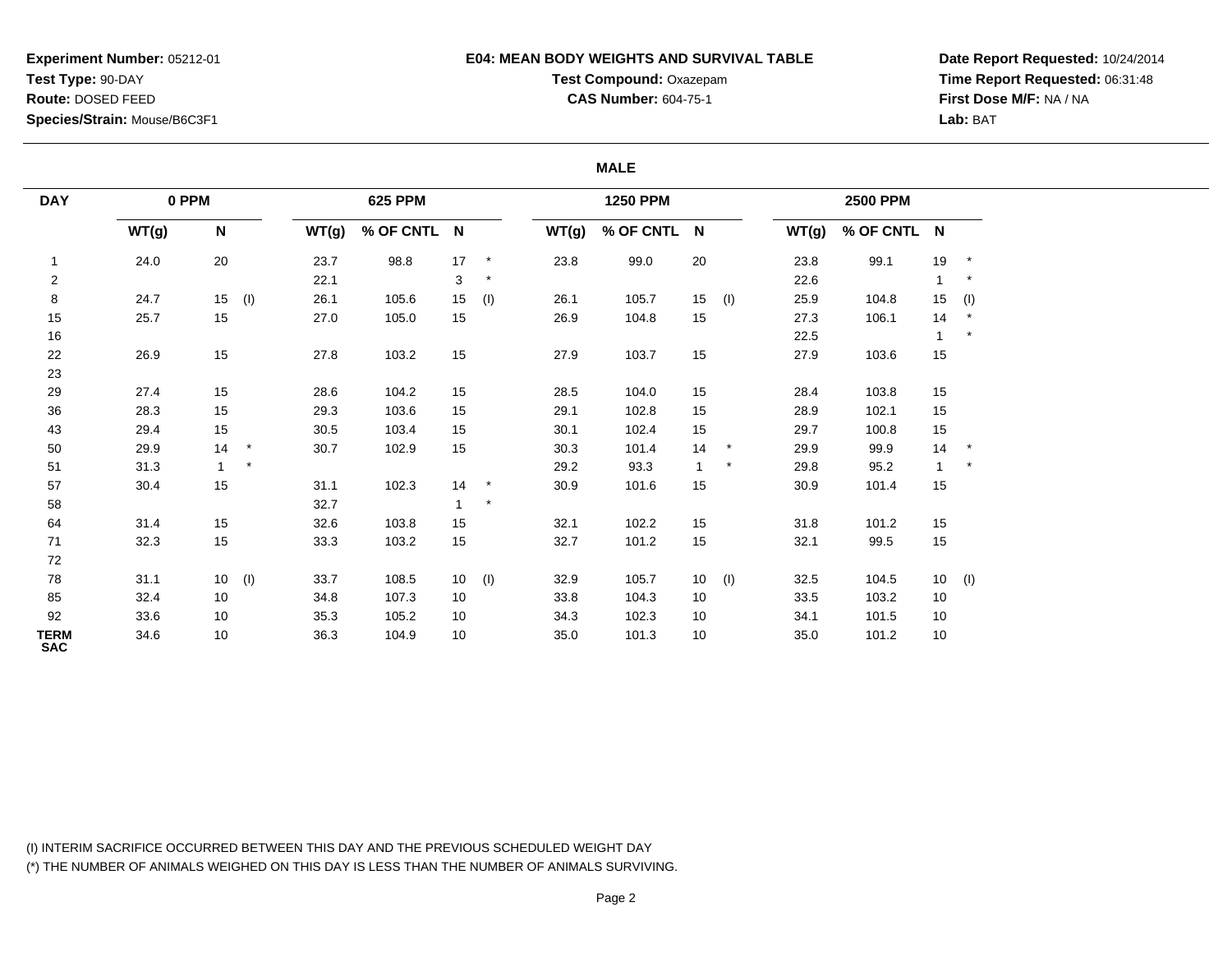**Experiment Number:** 05212-01
**Test Type:** 90-DAY
**Route:** DOSED FEED
**Species/Strain:** Mouse/B6C3F1

**E04: MEAN BODY WEIGHTS AND SURVIVAL TABLE**
**Test Compound:** Oxazepam
**CAS Number:** 604-75-1

**Date Report Requested:** 10/24/2014
**Time Report Requested:** 06:31:48
**First Dose M/F:** NA / NA
**Lab:** BAT

**MALE**

| DAY | 0 PPM | | | 625 PPM | | | | 1250 PPM | | | | 2500 PPM | | | |
|---|---|---|---|---|---|---|---|---|---|---|---|---|---|---|---|
| | WT(g) | N | | WT(g) | % OF CNTL | N | | WT(g) | % OF CNTL | N | | WT(g) | % OF CNTL | N | |
| 1 | 24.0 | 20 | | 23.7 | 98.8 | 17 | * | 23.8 | 99.0 | 20 | | 23.8 | 99.1 | 19 | * |
| 2 | | | | 22.1 | | 3 | * | | | | | 22.6 | | 1 | * |
| 8 | 24.7 | 15 | (I) | 26.1 | 105.6 | 15 | (I) | 26.1 | 105.7 | 15 | (I) | 25.9 | 104.8 | 15 | (I) |
| 15 | 25.7 | 15 | | 27.0 | 105.0 | 15 | | 26.9 | 104.8 | 15 | | 27.3 | 106.1 | 14 | * |
| 16 | | | | | | | | | | | | 22.5 | | 1 | * |
| 22 | 26.9 | 15 | | 27.8 | 103.2 | 15 | | 27.9 | 103.7 | 15 | | 27.9 | 103.6 | 15 | |
| 23 | | | | | | | | | | | | | | | |
| 29 | 27.4 | 15 | | 28.6 | 104.2 | 15 | | 28.5 | 104.0 | 15 | | 28.4 | 103.8 | 15 | |
| 36 | 28.3 | 15 | | 29.3 | 103.6 | 15 | | 29.1 | 102.8 | 15 | | 28.9 | 102.1 | 15 | |
| 43 | 29.4 | 15 | | 30.5 | 103.4 | 15 | | 30.1 | 102.4 | 15 | | 29.7 | 100.8 | 15 | |
| 50 | 29.9 | 14 | * | 30.7 | 102.9 | 15 | | 30.3 | 101.4 | 14 | * | 29.9 | 99.9 | 14 | * |
| 51 | 31.3 | 1 | * | | | | | 29.2 | 93.3 | 1 | * | 29.8 | 95.2 | 1 | * |
| 57 | 30.4 | 15 | | 31.1 | 102.3 | 14 | * | 30.9 | 101.6 | 15 | | 30.9 | 101.4 | 15 | |
| 58 | | | | 32.7 | | 1 | * | | | | | | | | |
| 64 | 31.4 | 15 | | 32.6 | 103.8 | 15 | | 32.1 | 102.2 | 15 | | 31.8 | 101.2 | 15 | |
| 71 | 32.3 | 15 | | 33.3 | 103.2 | 15 | | 32.7 | 101.2 | 15 | | 32.1 | 99.5 | 15 | |
| 72 | | | | | | | | | | | | | | | |
| 78 | 31.1 | 10 | (I) | 33.7 | 108.5 | 10 | (I) | 32.9 | 105.7 | 10 | (I) | 32.5 | 104.5 | 10 | (I) |
| 85 | 32.4 | 10 | | 34.8 | 107.3 | 10 | | 33.8 | 104.3 | 10 | | 33.5 | 103.2 | 10 | |
| 92 | 33.6 | 10 | | 35.3 | 105.2 | 10 | | 34.3 | 102.3 | 10 | | 34.1 | 101.5 | 10 | |
| TERM SAC | 34.6 | 10 | | 36.3 | 104.9 | 10 | | 35.0 | 101.3 | 10 | | 35.0 | 101.2 | 10 | |

(I) INTERIM SACRIFICE OCCURRED BETWEEN THIS DAY AND THE PREVIOUS SCHEDULED WEIGHT DAY
(*) THE NUMBER OF ANIMALS WEIGHED ON THIS DAY IS LESS THAN THE NUMBER OF ANIMALS SURVIVING.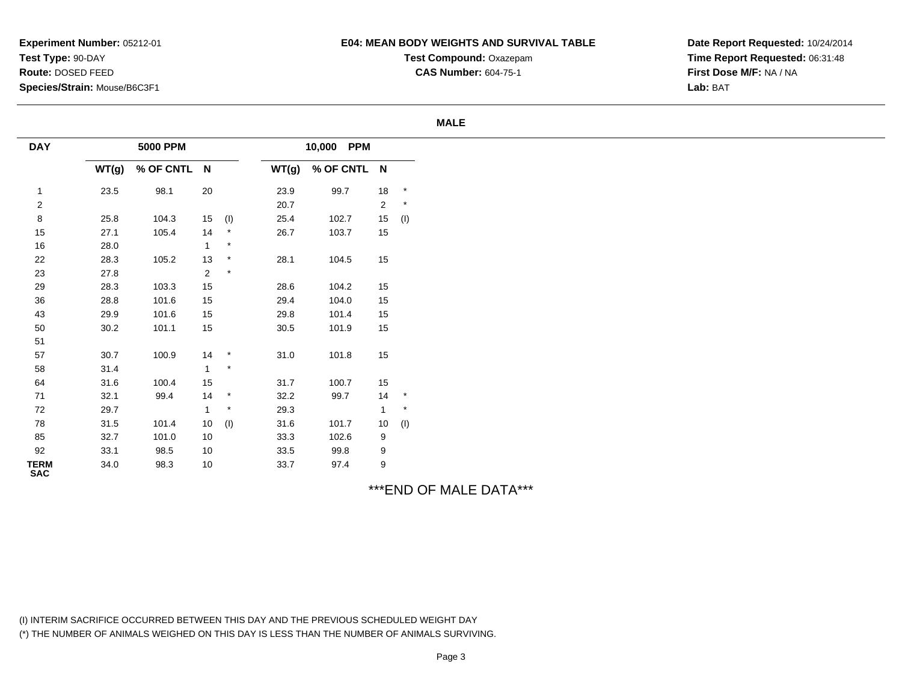**Experiment Number:** 05212-01
**Test Type:** 90-DAY
**Route:** DOSED FEED
**Species/Strain:** Mouse/B6C3F1

**E04: MEAN BODY WEIGHTS AND SURVIVAL TABLE**
**Test Compound:** Oxazepam
**CAS Number:** 604-75-1

**Date Report Requested:** 10/24/2014
**Time Report Requested:** 06:31:48
**First Dose M/F:** NA / NA
**Lab:** BAT

**MALE**

| DAY | 5000 PPM | | | | 10,000 PPM | | | |
|---|---|---|---|---|---|---|---|---|
| | WT(g) | % OF CNTL | N | | WT(g) | % OF CNTL | N | |
| 1 | 23.5 | 98.1 | 20 | | 23.9 | 99.7 | 18 | * |
| 2 | | | | | 20.7 | | 2 | * |
| 8 | 25.8 | 104.3 | 15 | (I) | 25.4 | 102.7 | 15 | (I) |
| 15 | 27.1 | 105.4 | 14 | * | 26.7 | 103.7 | 15 | |
| 16 | 28.0 | | 1 | * | | | | |
| 22 | 28.3 | 105.2 | 13 | * | 28.1 | 104.5 | 15 | |
| 23 | 27.8 | | 2 | * | | | | |
| 29 | 28.3 | 103.3 | 15 | | 28.6 | 104.2 | 15 | |
| 36 | 28.8 | 101.6 | 15 | | 29.4 | 104.0 | 15 | |
| 43 | 29.9 | 101.6 | 15 | | 29.8 | 101.4 | 15 | |
| 50 | 30.2 | 101.1 | 15 | | 30.5 | 101.9 | 15 | |
| 51 | | | | | | | | |
| 57 | 30.7 | 100.9 | 14 | * | 31.0 | 101.8 | 15 | |
| 58 | 31.4 | | 1 | * | | | | |
| 64 | 31.6 | 100.4 | 15 | | 31.7 | 100.7 | 15 | |
| 71 | 32.1 | 99.4 | 14 | * | 32.2 | 99.7 | 14 | * |
| 72 | 29.7 | | 1 | * | 29.3 | | 1 | * |
| 78 | 31.5 | 101.4 | 10 | (I) | 31.6 | 101.7 | 10 | (I) |
| 85 | 32.7 | 101.0 | 10 | | 33.3 | 102.6 | 9 | |
| 92 | 33.1 | 98.5 | 10 | | 33.5 | 99.8 | 9 | |
| TERM SAC | 34.0 | 98.3 | 10 | | 33.7 | 97.4 | 9 | |

***END OF MALE DATA***

(I) INTERIM SACRIFICE OCCURRED BETWEEN THIS DAY AND THE PREVIOUS SCHEDULED WEIGHT DAY
(*) THE NUMBER OF ANIMALS WEIGHED ON THIS DAY IS LESS THAN THE NUMBER OF ANIMALS SURVIVING.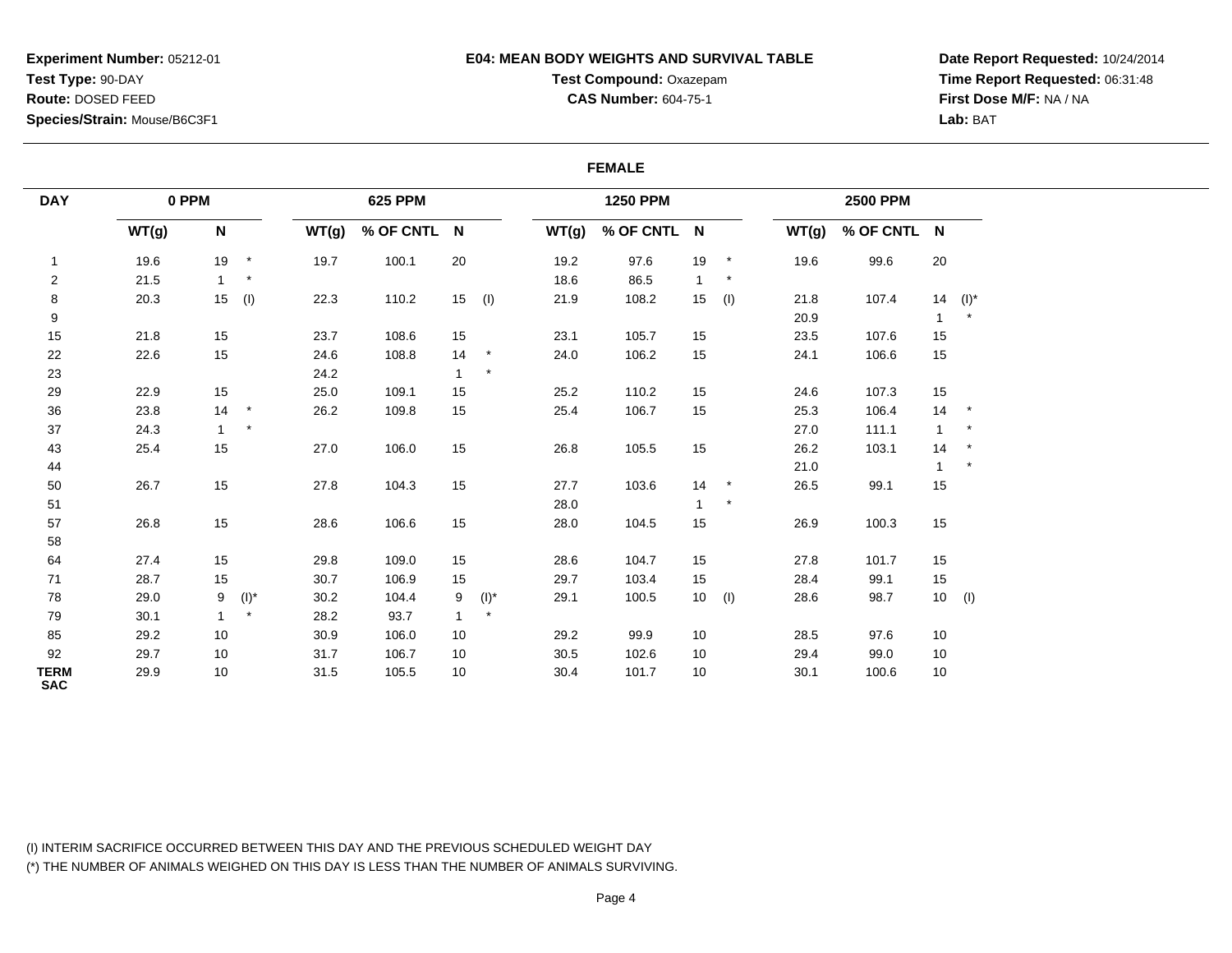**Experiment Number:** 05212-01
**Test Type:** 90-DAY
**Route:** DOSED FEED
**Species/Strain:** Mouse/B6C3F1

**E04: MEAN BODY WEIGHTS AND SURVIVAL TABLE**
**Test Compound:** Oxazepam
**CAS Number:** 604-75-1

**Date Report Requested:** 10/24/2014
**Time Report Requested:** 06:31:48
**First Dose M/F:** NA / NA
**Lab:** BAT

**FEMALE**

| DAY | 0 PPM | | 625 PPM | | | 1250 PPM | | | 2500 PPM | | |
|---|---|---|---|---|---|---|---|---|---|---|---|
| | WT(g) | N | WT(g) | % OF CNTL | N | WT(g) | % OF CNTL | N | WT(g) | % OF CNTL | N |
| 1 | 19.6 | 19 * | 19.7 | 100.1 | 20 | 19.2 | 97.6 | 19 * | 19.6 | 99.6 | 20 |
| 2 | 21.5 | 1 * | | | | 18.6 | 86.5 | 1 * | | | |
| 8 | 20.3 | 15 (I) | 22.3 | 110.2 | 15 (I) | 21.9 | 108.2 | 15 (I) | 21.8 | 107.4 | 14 (I)* |
| 9 | | | | | | | | | 20.9 | | 1 * |
| 15 | 21.8 | 15 | 23.7 | 108.6 | 15 | 23.1 | 105.7 | 15 | 23.5 | 107.6 | 15 |
| 22 | 22.6 | 15 | 24.6 | 108.8 | 14 * | 24.0 | 106.2 | 15 | 24.1 | 106.6 | 15 |
| 23 | | | 24.2 | | 1 * | | | | | | |
| 29 | 22.9 | 15 | 25.0 | 109.1 | 15 | 25.2 | 110.2 | 15 | 24.6 | 107.3 | 15 |
| 36 | 23.8 | 14 * | 26.2 | 109.8 | 15 | 25.4 | 106.7 | 15 | 25.3 | 106.4 | 14 * |
| 37 | 24.3 | 1 * | | | | | | | 27.0 | 111.1 | 1 * |
| 43 | 25.4 | 15 | 27.0 | 106.0 | 15 | 26.8 | 105.5 | 15 | 26.2 | 103.1 | 14 * |
| 44 | | | | | | | | | 21.0 | | 1 * |
| 50 | 26.7 | 15 | 27.8 | 104.3 | 15 | 27.7 | 103.6 | 14 * | 26.5 | 99.1 | 15 |
| 51 | | | | | | 28.0 | | 1 * | | | |
| 57 | 26.8 | 15 | 28.6 | 106.6 | 15 | 28.0 | 104.5 | 15 | 26.9 | 100.3 | 15 |
| 58 | | | | | | | | | | | |
| 64 | 27.4 | 15 | 29.8 | 109.0 | 15 | 28.6 | 104.7 | 15 | 27.8 | 101.7 | 15 |
| 71 | 28.7 | 15 | 30.7 | 106.9 | 15 | 29.7 | 103.4 | 15 | 28.4 | 99.1 | 15 |
| 78 | 29.0 | 9 (I)* | 30.2 | 104.4 | 9 (I)* | 29.1 | 100.5 | 10 (I) | 28.6 | 98.7 | 10 (I) |
| 79 | 30.1 | 1 * | 28.2 | 93.7 | 1 * | | | | | | |
| 85 | 29.2 | 10 | 30.9 | 106.0 | 10 | 29.2 | 99.9 | 10 | 28.5 | 97.6 | 10 |
| 92 | 29.7 | 10 | 31.7 | 106.7 | 10 | 30.5 | 102.6 | 10 | 29.4 | 99.0 | 10 |
| TERM SAC | 29.9 | 10 | 31.5 | 105.5 | 10 | 30.4 | 101.7 | 10 | 30.1 | 100.6 | 10 |

(I) INTERIM SACRIFICE OCCURRED BETWEEN THIS DAY AND THE PREVIOUS SCHEDULED WEIGHT DAY
(*) THE NUMBER OF ANIMALS WEIGHED ON THIS DAY IS LESS THAN THE NUMBER OF ANIMALS SURVIVING.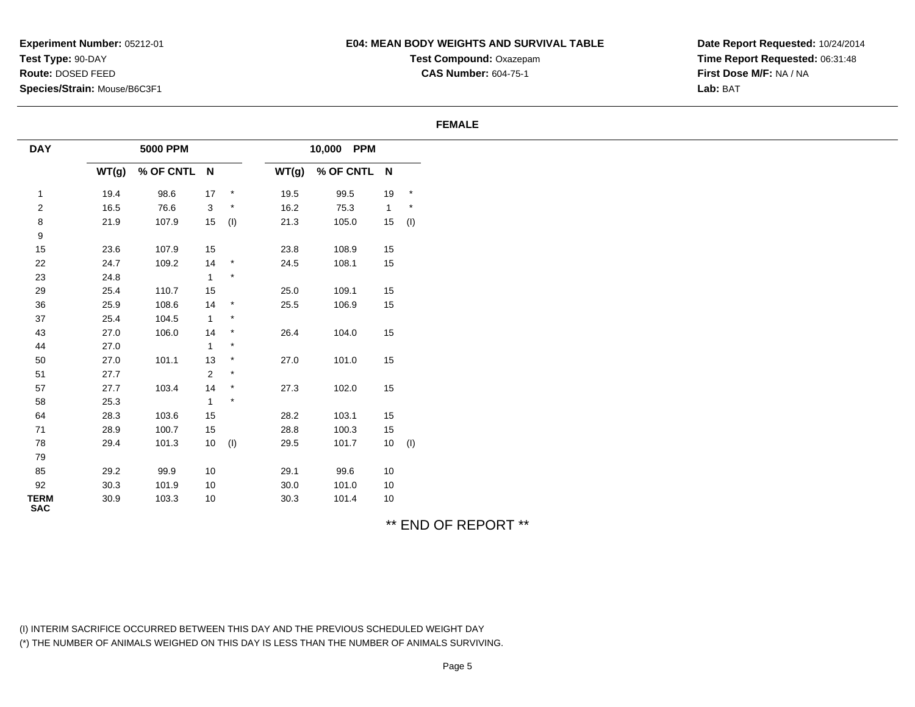**Experiment Number:** 05212-01
**Test Type:** 90-DAY
**Route:** DOSED FEED
**Species/Strain:** Mouse/B6C3F1

**E04: MEAN BODY WEIGHTS AND SURVIVAL TABLE**
**Test Compound:** Oxazepam
**CAS Number:** 604-75-1

**Date Report Requested:** 10/24/2014
**Time Report Requested:** 06:31:48
**First Dose M/F:** NA / NA
**Lab:** BAT

**FEMALE**

| DAY | 5000 PPM | | | | 10,000 PPM | | | |
|---|---|---|---|---|---|---|---|---|
| | WT(g) | % OF CNTL | N | | WT(g) | % OF CNTL | N | |
| 1 | 19.4 | 98.6 | 17 | * | 19.5 | 99.5 | 19 | * |
| 2 | 16.5 | 76.6 | 3 | * | 16.2 | 75.3 | 1 | * |
| 8 | 21.9 | 107.9 | 15 | (I) | 21.3 | 105.0 | 15 | (I) |
| 9 | | | | | | | | |
| 15 | 23.6 | 107.9 | 15 | | 23.8 | 108.9 | 15 | |
| 22 | 24.7 | 109.2 | 14 | * | 24.5 | 108.1 | 15 | |
| 23 | 24.8 | | 1 | * | | | | |
| 29 | 25.4 | 110.7 | 15 | | 25.0 | 109.1 | 15 | |
| 36 | 25.9 | 108.6 | 14 | * | 25.5 | 106.9 | 15 | |
| 37 | 25.4 | 104.5 | 1 | * | | | | |
| 43 | 27.0 | 106.0 | 14 | * | 26.4 | 104.0 | 15 | |
| 44 | 27.0 | | 1 | * | | | | |
| 50 | 27.0 | 101.1 | 13 | * | 27.0 | 101.0 | 15 | |
| 51 | 27.7 | | 2 | * | | | | |
| 57 | 27.7 | 103.4 | 14 | * | 27.3 | 102.0 | 15 | |
| 58 | 25.3 | | 1 | * | | | | |
| 64 | 28.3 | 103.6 | 15 | | 28.2 | 103.1 | 15 | |
| 71 | 28.9 | 100.7 | 15 | | 28.8 | 100.3 | 15 | |
| 78 | 29.4 | 101.3 | 10 | (I) | 29.5 | 101.7 | 10 | (I) |
| 79 | | | | | | | | |
| 85 | 29.2 | 99.9 | 10 | | 29.1 | 99.6 | 10 | |
| 92 | 30.3 | 101.9 | 10 | | 30.0 | 101.0 | 10 | |
| TERM SAC | 30.9 | 103.3 | 10 | | 30.3 | 101.4 | 10 | |

** END OF REPORT **

(I) INTERIM SACRIFICE OCCURRED BETWEEN THIS DAY AND THE PREVIOUS SCHEDULED WEIGHT DAY
(*) THE NUMBER OF ANIMALS WEIGHED ON THIS DAY IS LESS THAN THE NUMBER OF ANIMALS SURVIVING.